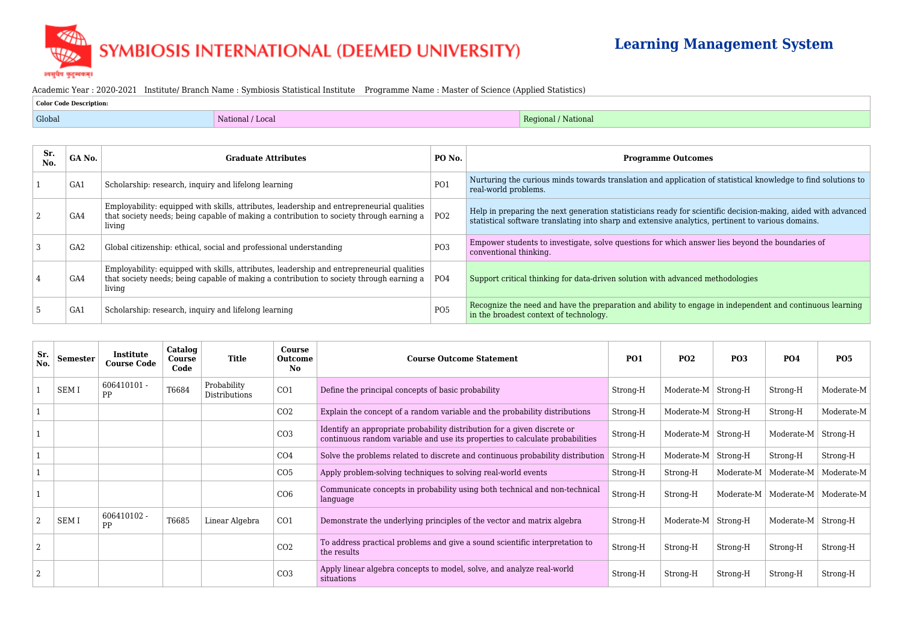# SYMBIOSIS INTERNATIONAL (DEEMED UNIVERSITY)

## Learning Management System

Academic Year : 2020-2021   Institute/ Branch Name : Symbiosis Statistical Institute   Programme Name : Master of Science (Applied Statistics)

| Color Code Description: | | |
|---|---|---|
| Global | National / Local | Regional / National |

| Sr. No. | GA No. | Graduate Attributes | PO No. | Programme Outcomes |
|---|---|---|---|---|
| 1 | GA1 | Scholarship: research, inquiry and lifelong learning | PO1 | Nurturing the curious minds towards translation and application of statistical knowledge to find solutions to real-world problems. |
| 2 | GA4 | Employability: equipped with skills, attributes, leadership and entrepreneurial qualities that society needs; being capable of making a contribution to society through earning a living | PO2 | Help in preparing the next generation statisticians ready for scientific decision-making, aided with advanced statistical software translating into sharp and extensive analytics, pertinent to various domains. |
| 3 | GA2 | Global citizenship: ethical, social and professional understanding | PO3 | Empower students to investigate, solve questions for which answer lies beyond the boundaries of conventional thinking. |
| 4 | GA4 | Employability: equipped with skills, attributes, leadership and entrepreneurial qualities that society needs; being capable of making a contribution to society through earning a living | PO4 | Support critical thinking for data-driven solution with advanced methodologies |
| 5 | GA1 | Scholarship: research, inquiry and lifelong learning | PO5 | Recognize the need and have the preparation and ability to engage in independent and continuous learning in the broadest context of technology. |

| Sr. No. | Semester | Institute Course Code | Catalog Course Code | Title | Course Outcome No | Course Outcome Statement | PO1 | PO2 | PO3 | PO4 | PO5 |
|---|---|---|---|---|---|---|---|---|---|---|---|
| 1 | SEM I | 606410101 - PP | T6684 | Probability Distributions | CO1 | Define the principal concepts of basic probability | Strong-H | Moderate-M | Strong-H | Strong-H | Moderate-M |
| 1 | | | | | CO2 | Explain the concept of a random variable and the probability distributions | Strong-H | Moderate-M | Strong-H | Strong-H | Moderate-M |
| 1 | | | | | CO3 | Identify an appropriate probability distribution for a given discrete or continuous random variable and use its properties to calculate probabilities | Strong-H | Moderate-M | Strong-H | Moderate-M | Strong-H |
| 1 | | | | | CO4 | Solve the problems related to discrete and continuous probability distribution | Strong-H | Moderate-M | Strong-H | Strong-H | Strong-H |
| 1 | | | | | CO5 | Apply problem-solving techniques to solving real-world events | Strong-H | Strong-H | Moderate-M | Moderate-M | Moderate-M |
| 1 | | | | | CO6 | Communicate concepts in probability using both technical and non-technical language | Strong-H | Strong-H | Moderate-M | Moderate-M | Moderate-M |
| 2 | SEM I | 606410102 - PP | T6685 | Linear Algebra | CO1 | Demonstrate the underlying principles of the vector and matrix algebra | Strong-H | Moderate-M | Strong-H | Moderate-M | Strong-H |
| 2 | | | | | CO2 | To address practical problems and give a sound scientific interpretation to the results | Strong-H | Strong-H | Strong-H | Strong-H | Strong-H |
| 2 | | | | | CO3 | Apply linear algebra concepts to model, solve, and analyze real-world situations | Strong-H | Strong-H | Strong-H | Strong-H | Strong-H |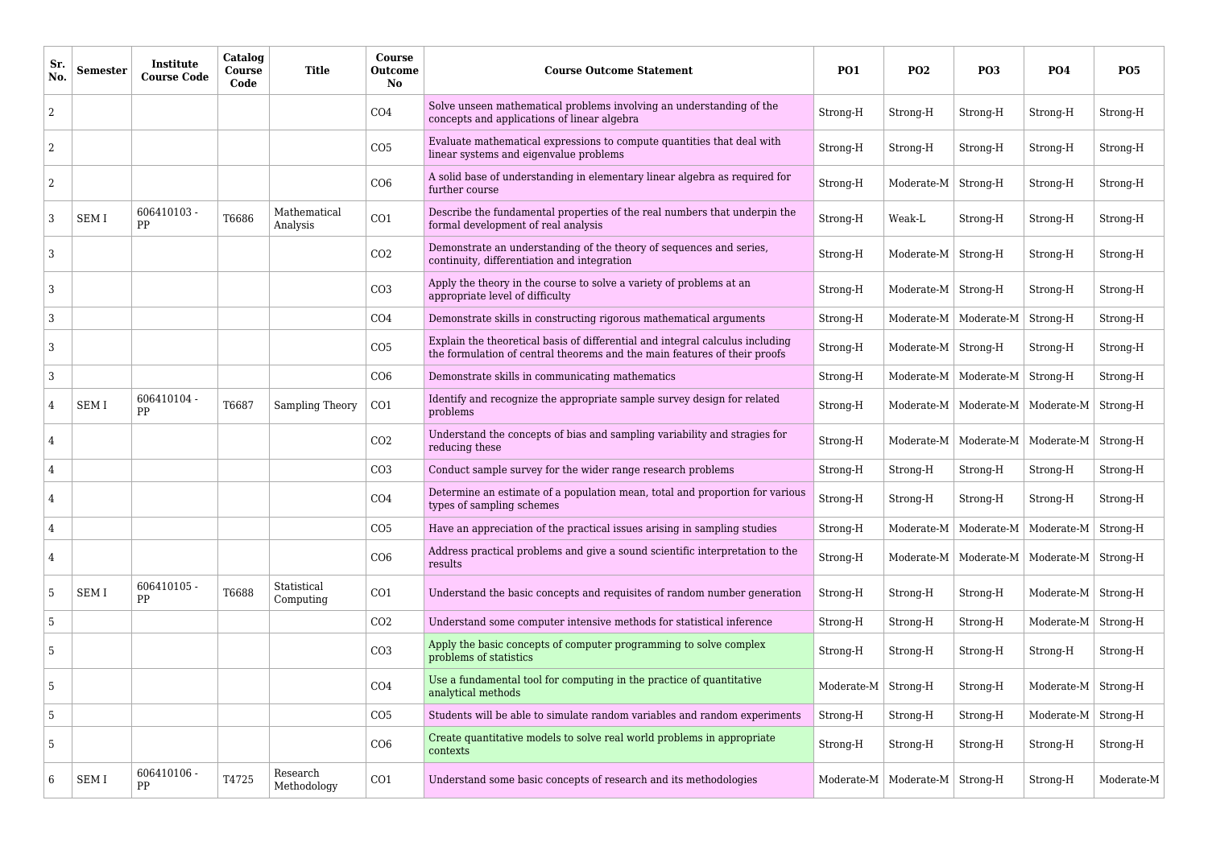| Sr. No. | Semester | Institute Course Code | Catalog Course Code | Title | Course Outcome No | Course Outcome Statement | PO1 | PO2 | PO3 | PO4 | PO5 |
|---|---|---|---|---|---|---|---|---|---|---|---|
| 2 | | | | | CO4 | Solve unseen mathematical problems involving an understanding of the concepts and applications of linear algebra | Strong-H | Strong-H | Strong-H | Strong-H | Strong-H |
| 2 | | | | | CO5 | Evaluate mathematical expressions to compute quantities that deal with linear systems and eigenvalue problems | Strong-H | Strong-H | Strong-H | Strong-H | Strong-H |
| 2 | | | | | CO6 | A solid base of understanding in elementary linear algebra as required for further course | Strong-H | Moderate-M | Strong-H | Strong-H | Strong-H |
| 3 | SEM I | 606410103 - PP | T6686 | Mathematical Analysis | CO1 | Describe the fundamental properties of the real numbers that underpin the formal development of real analysis | Strong-H | Weak-L | Strong-H | Strong-H | Strong-H |
| 3 | | | | | CO2 | Demonstrate an understanding of the theory of sequences and series, continuity, differentiation and integration | Strong-H | Moderate-M | Strong-H | Strong-H | Strong-H |
| 3 | | | | | CO3 | Apply the theory in the course to solve a variety of problems at an appropriate level of difficulty | Strong-H | Moderate-M | Strong-H | Strong-H | Strong-H |
| 3 | | | | | CO4 | Demonstrate skills in constructing rigorous mathematical arguments | Strong-H | Moderate-M | Moderate-M | Strong-H | Strong-H |
| 3 | | | | | CO5 | Explain the theoretical basis of differential and integral calculus including the formulation of central theorems and the main features of their proofs | Strong-H | Moderate-M | Strong-H | Strong-H | Strong-H |
| 3 | | | | | CO6 | Demonstrate skills in communicating mathematics | Strong-H | Moderate-M | Moderate-M | Strong-H | Strong-H |
| 4 | SEM I | 606410104 - PP | T6687 | Sampling Theory | CO1 | Identify and recognize the appropriate sample survey design for related problems | Strong-H | Moderate-M | Moderate-M | Moderate-M | Strong-H |
| 4 | | | | | CO2 | Understand the concepts of bias and sampling variability and stragies for reducing these | Strong-H | Moderate-M | Moderate-M | Moderate-M | Strong-H |
| 4 | | | | | CO3 | Conduct sample survey for the wider range research problems | Strong-H | Strong-H | Strong-H | Strong-H | Strong-H |
| 4 | | | | | CO4 | Determine an estimate of a population mean, total and proportion for various types of sampling schemes | Strong-H | Strong-H | Strong-H | Strong-H | Strong-H |
| 4 | | | | | CO5 | Have an appreciation of the practical issues arising in sampling studies | Strong-H | Moderate-M | Moderate-M | Moderate-M | Strong-H |
| 4 | | | | | CO6 | Address practical problems and give a sound scientific interpretation to the results | Strong-H | Moderate-M | Moderate-M | Moderate-M | Strong-H |
| 5 | SEM I | 606410105 - PP | T6688 | Statistical Computing | CO1 | Understand the basic concepts and requisites of random number generation | Strong-H | Strong-H | Strong-H | Moderate-M | Strong-H |
| 5 | | | | | CO2 | Understand some computer intensive methods for statistical inference | Strong-H | Strong-H | Strong-H | Moderate-M | Strong-H |
| 5 | | | | | CO3 | Apply the basic concepts of computer programming to solve complex problems of statistics | Strong-H | Strong-H | Strong-H | Strong-H | Strong-H |
| 5 | | | | | CO4 | Use a fundamental tool for computing in the practice of quantitative analytical methods | Moderate-M | Strong-H | Strong-H | Moderate-M | Strong-H |
| 5 | | | | | CO5 | Students will be able to simulate random variables and random experiments | Strong-H | Strong-H | Strong-H | Moderate-M | Strong-H |
| 5 | | | | | CO6 | Create quantitative models to solve real world problems in appropriate contexts | Strong-H | Strong-H | Strong-H | Strong-H | Strong-H |
| 6 | SEM I | 606410106 - PP | T4725 | Research Methodology | CO1 | Understand some basic concepts of research and its methodologies | Moderate-M | Moderate-M | Strong-H | Strong-H | Moderate-M |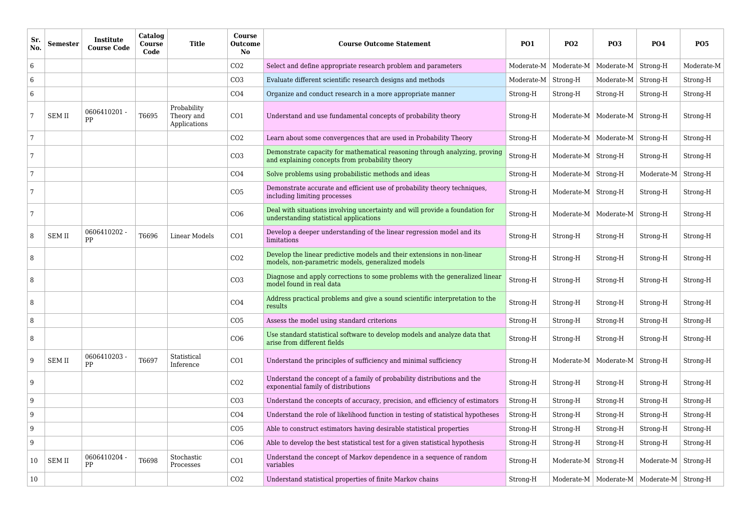| Sr. No. | Semester | Institute Course Code | Catalog Course Code | Title | Course Outcome No | Course Outcome Statement | PO1 | PO2 | PO3 | PO4 | PO5 |
|---|---|---|---|---|---|---|---|---|---|---|---|
| 6 | | | | | CO2 | Select and define appropriate research problem and parameters | Moderate-M | Moderate-M | Moderate-M | Strong-H | Moderate-M |
| 6 | | | | | CO3 | Evaluate different scientific research designs and methods | Moderate-M | Strong-H | Moderate-M | Strong-H | Strong-H |
| 6 | | | | | CO4 | Organize and conduct research in a more appropriate manner | Strong-H | Strong-H | Strong-H | Strong-H | Strong-H |
| 7 | SEM II | 0606410201 - PP | T6695 | Probability Theory and Applications | CO1 | Understand and use fundamental concepts of probability theory | Strong-H | Moderate-M | Moderate-M | Strong-H | Strong-H |
| 7 | | | | | CO2 | Learn about some convergences that are used in Probability Theory | Strong-H | Moderate-M | Moderate-M | Strong-H | Strong-H |
| 7 | | | | | CO3 | Demonstrate capacity for mathematical reasoning through analyzing, proving and explaining concepts from probability theory | Strong-H | Moderate-M | Strong-H | Strong-H | Strong-H |
| 7 | | | | | CO4 | Solve problems using probabilistic methods and ideas | Strong-H | Moderate-M | Strong-H | Moderate-M | Strong-H |
| 7 | | | | | CO5 | Demonstrate accurate and efficient use of probability theory techniques, including limiting processes | Strong-H | Moderate-M | Strong-H | Strong-H | Strong-H |
| 7 | | | | | CO6 | Deal with situations involving uncertainty and will provide a foundation for understanding statistical applications | Strong-H | Moderate-M | Moderate-M | Strong-H | Strong-H |
| 8 | SEM II | 0606410202 - PP | T6696 | Linear Models | CO1 | Develop a deeper understanding of the linear regression model and its limitations | Strong-H | Strong-H | Strong-H | Strong-H | Strong-H |
| 8 | | | | | CO2 | Develop the linear predictive models and their extensions in non-linear models, non-parametric models, generalized models | Strong-H | Strong-H | Strong-H | Strong-H | Strong-H |
| 8 | | | | | CO3 | Diagnose and apply corrections to some problems with the generalized linear model found in real data | Strong-H | Strong-H | Strong-H | Strong-H | Strong-H |
| 8 | | | | | CO4 | Address practical problems and give a sound scientific interpretation to the results | Strong-H | Strong-H | Strong-H | Strong-H | Strong-H |
| 8 | | | | | CO5 | Assess the model using standard criterions | Strong-H | Strong-H | Strong-H | Strong-H | Strong-H |
| 8 | | | | | CO6 | Use standard statistical software to develop models and analyze data that arise from different fields | Strong-H | Strong-H | Strong-H | Strong-H | Strong-H |
| 9 | SEM II | 0606410203 - PP | T6697 | Statistical Inference | CO1 | Understand the principles of sufficiency and minimal sufficiency | Strong-H | Moderate-M | Moderate-M | Strong-H | Strong-H |
| 9 | | | | | CO2 | Understand the concept of a family of probability distributions and the exponential family of distributions | Strong-H | Strong-H | Strong-H | Strong-H | Strong-H |
| 9 | | | | | CO3 | Understand the concepts of accuracy, precision, and efficiency of estimators | Strong-H | Strong-H | Strong-H | Strong-H | Strong-H |
| 9 | | | | | CO4 | Understand the role of likelihood function in testing of statistical hypotheses | Strong-H | Strong-H | Strong-H | Strong-H | Strong-H |
| 9 | | | | | CO5 | Able to construct estimators having desirable statistical properties | Strong-H | Strong-H | Strong-H | Strong-H | Strong-H |
| 9 | | | | | CO6 | Able to develop the best statistical test for a given statistical hypothesis | Strong-H | Strong-H | Strong-H | Strong-H | Strong-H |
| 10 | SEM II | 0606410204 - PP | T6698 | Stochastic Processes | CO1 | Understand the concept of Markov dependence in a sequence of random variables | Strong-H | Moderate-M | Strong-H | Moderate-M | Strong-H |
| 10 | | | | | CO2 | Understand statistical properties of finite Markov chains | Strong-H | Moderate-M | Moderate-M | Moderate-M | Strong-H |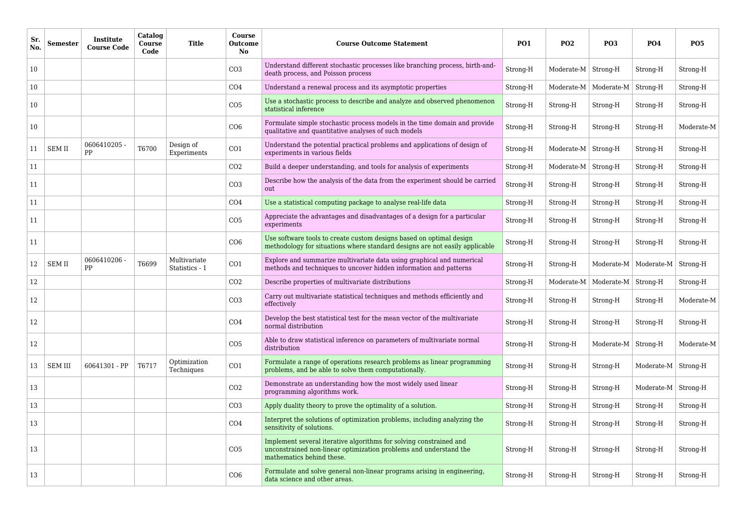| Sr. No. | Semester | Institute Course Code | Catalog Course Code | Title | Course Outcome No | Course Outcome Statement | PO1 | PO2 | PO3 | PO4 | PO5 |
|---|---|---|---|---|---|---|---|---|---|---|---|
| 10 | | | | | CO3 | Understand different stochastic processes like branching process, birth-and-death process, and Poisson process | Strong-H | Moderate-M | Strong-H | Strong-H | Strong-H |
| 10 | | | | | CO4 | Understand a renewal process and its asymptotic properties | Strong-H | Moderate-M | Moderate-M | Strong-H | Strong-H |
| 10 | | | | | CO5 | Use a stochastic process to describe and analyze and observed phenomenon statistical inference | Strong-H | Strong-H | Strong-H | Strong-H | Strong-H |
| 10 | | | | | CO6 | Formulate simple stochastic process models in the time domain and provide qualitative and quantitative analyses of such models | Strong-H | Strong-H | Strong-H | Strong-H | Moderate-M |
| 11 | SEM II | 0606410205 - PP | T6700 | Design of Experiments | CO1 | Understand the potential practical problems and applications of design of experiments in various fields | Strong-H | Moderate-M | Strong-H | Strong-H | Strong-H |
| 11 | | | | | CO2 | Build a deeper understanding, and tools for analysis of experiments | Strong-H | Moderate-M | Strong-H | Strong-H | Strong-H |
| 11 | | | | | CO3 | Describe how the analysis of the data from the experiment should be carried out | Strong-H | Strong-H | Strong-H | Strong-H | Strong-H |
| 11 | | | | | CO4 | Use a statistical computing package to analyse real-life data | Strong-H | Strong-H | Strong-H | Strong-H | Strong-H |
| 11 | | | | | CO5 | Appreciate the advantages and disadvantages of a design for a particular experiments | Strong-H | Strong-H | Strong-H | Strong-H | Strong-H |
| 11 | | | | | CO6 | Use software tools to create custom designs based on optimal design methodology for situations where standard designs are not easily applicable | Strong-H | Strong-H | Strong-H | Strong-H | Strong-H |
| 12 | SEM II | 0606410206 - PP | T6699 | Multivariate Statistics - 1 | CO1 | Explore and summarize multivariate data using graphical and numerical methods and techniques to uncover hidden information and patterns | Strong-H | Strong-H | Moderate-M | Moderate-M | Strong-H |
| 12 | | | | | CO2 | Describe properties of multivariate distributions | Strong-H | Moderate-M | Moderate-M | Strong-H | Strong-H |
| 12 | | | | | CO3 | Carry out multivariate statistical techniques and methods efficiently and effectively | Strong-H | Strong-H | Strong-H | Strong-H | Moderate-M |
| 12 | | | | | CO4 | Develop the best statistical test for the mean vector of the multivariate normal distribution | Strong-H | Strong-H | Strong-H | Strong-H | Strong-H |
| 12 | | | | | CO5 | Able to draw statistical inference on parameters of multivariate normal distribution | Strong-H | Strong-H | Moderate-M | Strong-H | Moderate-M |
| 13 | SEM III | 60641301 - PP | T6717 | Optimization Techniques | CO1 | Formulate a range of operations research problems as linear programming problems, and be able to solve them computationally. | Strong-H | Strong-H | Strong-H | Moderate-M | Strong-H |
| 13 | | | | | CO2 | Demonstrate an understanding how the most widely used linear programming algorithms work. | Strong-H | Strong-H | Strong-H | Moderate-M | Strong-H |
| 13 | | | | | CO3 | Apply duality theory to prove the optimality of a solution. | Strong-H | Strong-H | Strong-H | Strong-H | Strong-H |
| 13 | | | | | CO4 | Interpret the solutions of optimization problems, including analyzing the sensitivity of solutions. | Strong-H | Strong-H | Strong-H | Strong-H | Strong-H |
| 13 | | | | | CO5 | Implement several iterative algorithms for solving constrained and unconstrained non-linear optimization problems and understand the mathematics behind these. | Strong-H | Strong-H | Strong-H | Strong-H | Strong-H |
| 13 | | | | | CO6 | Formulate and solve general non-linear programs arising in engineering, data science and other areas. | Strong-H | Strong-H | Strong-H | Strong-H | Strong-H |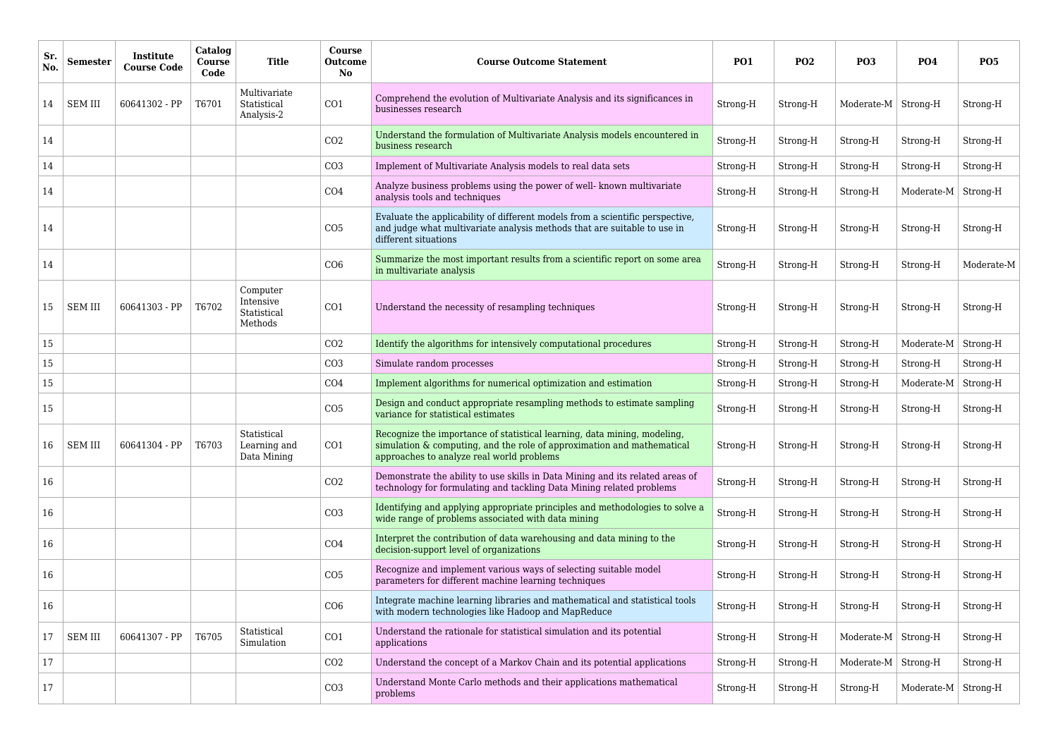| Sr. No. | Semester | Institute Course Code | Catalog Course Code | Title | Course Outcome No | Course Outcome Statement | PO1 | PO2 | PO3 | PO4 | PO5 |
|---|---|---|---|---|---|---|---|---|---|---|---|
| 14 | SEM III | 60641302 - PP | T6701 | Multivariate Statistical Analysis-2 | CO1 | Comprehend the evolution of Multivariate Analysis and its significances in businesses research | Strong-H | Strong-H | Moderate-M | Strong-H | Strong-H |
| 14 | | | | | CO2 | Understand the formulation of Multivariate Analysis models encountered in business research | Strong-H | Strong-H | Strong-H | Strong-H | Strong-H |
| 14 | | | | | CO3 | Implement of Multivariate Analysis models to real data sets | Strong-H | Strong-H | Strong-H | Strong-H | Strong-H |
| 14 | | | | | CO4 | Analyze business problems using the power of well- known multivariate analysis tools and techniques | Strong-H | Strong-H | Strong-H | Moderate-M | Strong-H |
| 14 | | | | | CO5 | Evaluate the applicability of different models from a scientific perspective, and judge what multivariate analysis methods that are suitable to use in different situations | Strong-H | Strong-H | Strong-H | Strong-H | Strong-H |
| 14 | | | | | CO6 | Summarize the most important results from a scientific report on some area in multivariate analysis | Strong-H | Strong-H | Strong-H | Strong-H | Moderate-M |
| 15 | SEM III | 60641303 - PP | T6702 | Computer Intensive Statistical Methods | CO1 | Understand the necessity of resampling techniques | Strong-H | Strong-H | Strong-H | Strong-H | Strong-H |
| 15 | | | | | CO2 | Identify the algorithms for intensively computational procedures | Strong-H | Strong-H | Strong-H | Moderate-M | Strong-H |
| 15 | | | | | CO3 | Simulate random processes | Strong-H | Strong-H | Strong-H | Strong-H | Strong-H |
| 15 | | | | | CO4 | Implement algorithms for numerical optimization and estimation | Strong-H | Strong-H | Strong-H | Moderate-M | Strong-H |
| 15 | | | | | CO5 | Design and conduct appropriate resampling methods to estimate sampling variance for statistical estimates | Strong-H | Strong-H | Strong-H | Strong-H | Strong-H |
| 16 | SEM III | 60641304 - PP | T6703 | Statistical Learning and Data Mining | CO1 | Recognize the importance of statistical learning, data mining, modeling, simulation & computing, and the role of approximation and mathematical approaches to analyze real world problems | Strong-H | Strong-H | Strong-H | Strong-H | Strong-H |
| 16 | | | | | CO2 | Demonstrate the ability to use skills in Data Mining and its related areas of technology for formulating and tackling Data Mining related problems | Strong-H | Strong-H | Strong-H | Strong-H | Strong-H |
| 16 | | | | | CO3 | Identifying and applying appropriate principles and methodologies to solve a wide range of problems associated with data mining | Strong-H | Strong-H | Strong-H | Strong-H | Strong-H |
| 16 | | | | | CO4 | Interpret the contribution of data warehousing and data mining to the decision-support level of organizations | Strong-H | Strong-H | Strong-H | Strong-H | Strong-H |
| 16 | | | | | CO5 | Recognize and implement various ways of selecting suitable model parameters for different machine learning techniques | Strong-H | Strong-H | Strong-H | Strong-H | Strong-H |
| 16 | | | | | CO6 | Integrate machine learning libraries and mathematical and statistical tools with modern technologies like Hadoop and MapReduce | Strong-H | Strong-H | Strong-H | Strong-H | Strong-H |
| 17 | SEM III | 60641307 - PP | T6705 | Statistical Simulation | CO1 | Understand the rationale for statistical simulation and its potential applications | Strong-H | Strong-H | Moderate-M | Strong-H | Strong-H |
| 17 | | | | | CO2 | Understand the concept of a Markov Chain and its potential applications | Strong-H | Strong-H | Moderate-M | Strong-H | Strong-H |
| 17 | | | | | CO3 | Understand Monte Carlo methods and their applications mathematical problems | Strong-H | Strong-H | Strong-H | Moderate-M | Strong-H |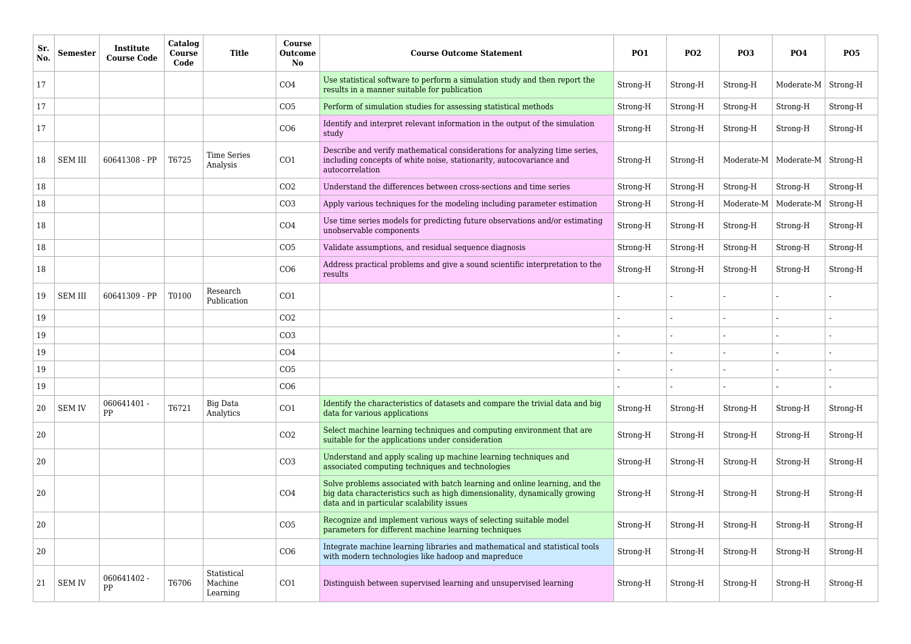| Sr. No. | Semester | Institute Course Code | Catalog Course Code | Title | Course Outcome No | Course Outcome Statement | PO1 | PO2 | PO3 | PO4 | PO5 |
|---|---|---|---|---|---|---|---|---|---|---|---|
| 17 | | | | | CO4 | Use statistical software to perform a simulation study and then report the results in a manner suitable for publication | Strong-H | Strong-H | Strong-H | Moderate-M | Strong-H |
| 17 | | | | | CO5 | Perform of simulation studies for assessing statistical methods | Strong-H | Strong-H | Strong-H | Strong-H | Strong-H |
| 17 | | | | | CO6 | Identify and interpret relevant information in the output of the simulation study | Strong-H | Strong-H | Strong-H | Strong-H | Strong-H |
| 18 | SEM III | 60641308 - PP | T6725 | Time Series Analysis | CO1 | Describe and verify mathematical considerations for analyzing time series, including concepts of white noise, stationarity, autocovariance and autocorrelation | Strong-H | Strong-H | Moderate-M | Moderate-M | Strong-H |
| 18 | | | | | CO2 | Understand the differences between cross-sections and time series | Strong-H | Strong-H | Strong-H | Strong-H | Strong-H |
| 18 | | | | | CO3 | Apply various techniques for the modeling including parameter estimation | Strong-H | Strong-H | Moderate-M | Moderate-M | Strong-H |
| 18 | | | | | CO4 | Use time series models for predicting future observations and/or estimating unobservable components | Strong-H | Strong-H | Strong-H | Strong-H | Strong-H |
| 18 | | | | | CO5 | Validate assumptions, and residual sequence diagnosis | Strong-H | Strong-H | Strong-H | Strong-H | Strong-H |
| 18 | | | | | CO6 | Address practical problems and give a sound scientific interpretation to the results | Strong-H | Strong-H | Strong-H | Strong-H | Strong-H |
| 19 | SEM III | 60641309 - PP | T0100 | Research Publication | CO1 | | - | - | - | - | - |
| 19 | | | | | CO2 | | - | - | - | - | - |
| 19 | | | | | CO3 | | - | - | - | - | - |
| 19 | | | | | CO4 | | - | - | - | - | - |
| 19 | | | | | CO5 | | - | - | - | - | - |
| 19 | | | | | CO6 | | - | - | - | - | - |
| 20 | SEM IV | 060641401 - PP | T6721 | Big Data Analytics | CO1 | Identify the characteristics of datasets and compare the trivial data and big data for various applications | Strong-H | Strong-H | Strong-H | Strong-H | Strong-H |
| 20 | | | | | CO2 | Select machine learning techniques and computing environment that are suitable for the applications under consideration | Strong-H | Strong-H | Strong-H | Strong-H | Strong-H |
| 20 | | | | | CO3 | Understand and apply scaling up machine learning techniques and associated computing techniques and technologies | Strong-H | Strong-H | Strong-H | Strong-H | Strong-H |
| 20 | | | | | CO4 | Solve problems associated with batch learning and online learning, and the big data characteristics such as high dimensionality, dynamically growing data and in particular scalability issues | Strong-H | Strong-H | Strong-H | Strong-H | Strong-H |
| 20 | | | | | CO5 | Recognize and implement various ways of selecting suitable model parameters for different machine learning techniques | Strong-H | Strong-H | Strong-H | Strong-H | Strong-H |
| 20 | | | | | CO6 | Integrate machine learning libraries and mathematical and statistical tools with modern technologies like hadoop and mapreduce | Strong-H | Strong-H | Strong-H | Strong-H | Strong-H |
| 21 | SEM IV | 060641402 - PP | T6706 | Statistical Machine Learning | CO1 | Distinguish between supervised learning and unsupervised learning | Strong-H | Strong-H | Strong-H | Strong-H | Strong-H |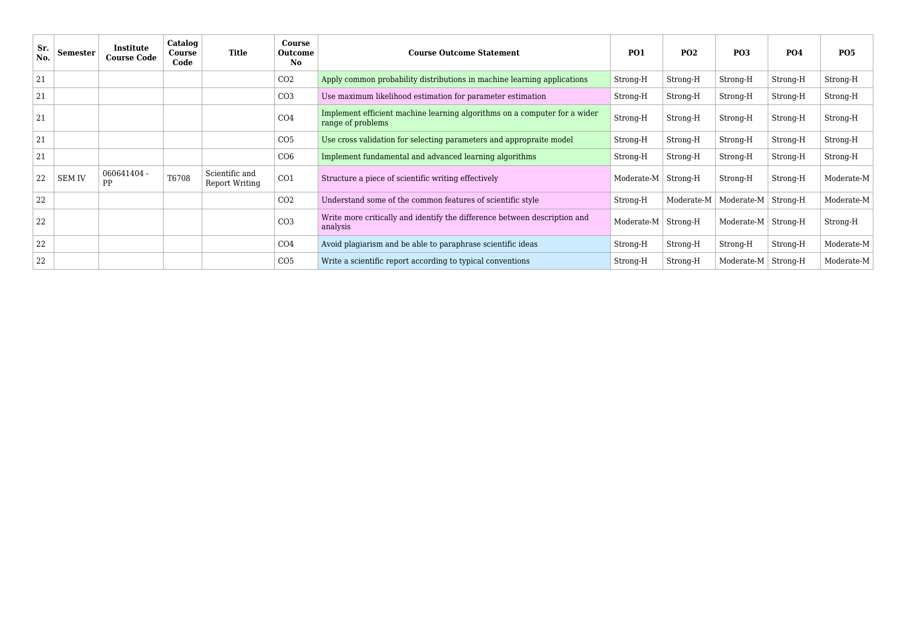| Sr. No. | Semester | Institute Course Code | Catalog Course Code | Title | Course Outcome No | Course Outcome Statement | PO1 | PO2 | PO3 | PO4 | PO5 |
|---|---|---|---|---|---|---|---|---|---|---|---|
| 21 | | | | | CO2 | Apply common probability distributions in machine learning applications | Strong-H | Strong-H | Strong-H | Strong-H | Strong-H |
| 21 | | | | | CO3 | Use maximum likelihood estimation for parameter estimation | Strong-H | Strong-H | Strong-H | Strong-H | Strong-H |
| 21 | | | | | CO4 | Implement efficient machine learning algorithms on a computer for a wider range of problems | Strong-H | Strong-H | Strong-H | Strong-H | Strong-H |
| 21 | | | | | CO5 | Use cross validation for selecting parameters and appropraite model | Strong-H | Strong-H | Strong-H | Strong-H | Strong-H |
| 21 | | | | | CO6 | Implement fundamental and advanced learning algorithms | Strong-H | Strong-H | Strong-H | Strong-H | Strong-H |
| 22 | SEM IV | 060641404 - PP | T6708 | Scientific and Report Writing | CO1 | Structure a piece of scientific writing effectively | Moderate-M | Strong-H | Strong-H | Strong-H | Moderate-M |
| 22 | | | | | CO2 | Understand some of the common features of scientific style | Strong-H | Moderate-M | Moderate-M | Strong-H | Moderate-M |
| 22 | | | | | CO3 | Write more critically and identify the difference between description and analysis | Moderate-M | Strong-H | Moderate-M | Strong-H | Strong-H |
| 22 | | | | | CO4 | Avoid plagiarism and be able to paraphrase scientific ideas | Strong-H | Strong-H | Strong-H | Strong-H | Moderate-M |
| 22 | | | | | CO5 | Write a scientific report according to typical conventions | Strong-H | Strong-H | Moderate-M | Strong-H | Moderate-M |